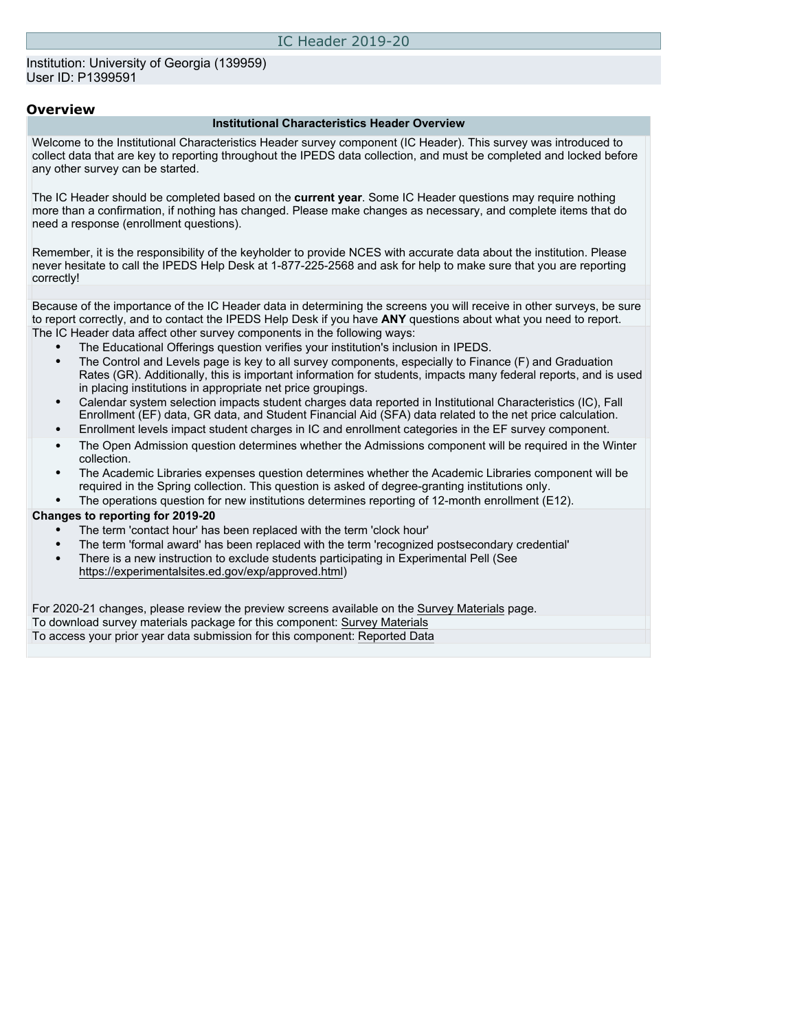# IC Header 2019-20

Institution: University of Georgia (139959)
User ID: P1399591

## Overview

### Institutional Characteristics Header Overview

Welcome to the Institutional Characteristics Header survey component (IC Header). This survey was introduced to collect data that are key to reporting throughout the IPEDS data collection, and must be completed and locked before any other survey can be started.

The IC Header should be completed based on the **current year**. Some IC Header questions may require nothing more than a confirmation, if nothing has changed. Please make changes as necessary, and complete items that do need a response (enrollment questions).

Remember, it is the responsibility of the keyholder to provide NCES with accurate data about the institution. Please never hesitate to call the IPEDS Help Desk at 1-877-225-2568 and ask for help to make sure that you are reporting correctly!

Because of the importance of the IC Header data in determining the screens you will receive in other surveys, be sure to report correctly, and to contact the IPEDS Help Desk if you have **ANY** questions about what you need to report.

The IC Header data affect other survey components in the following ways:

- The Educational Offerings question verifies your institution's inclusion in IPEDS.
- The Control and Levels page is key to all survey components, especially to Finance (F) and Graduation Rates (GR). Additionally, this is important information for students, impacts many federal reports, and is used in placing institutions in appropriate net price groupings.
- Calendar system selection impacts student charges data reported in Institutional Characteristics (IC), Fall Enrollment (EF) data, GR data, and Student Financial Aid (SFA) data related to the net price calculation.
- Enrollment levels impact student charges in IC and enrollment categories in the EF survey component.
- The Open Admission question determines whether the Admissions component will be required in the Winter collection.
- The Academic Libraries expenses question determines whether the Academic Libraries component will be required in the Spring collection. This question is asked of degree-granting institutions only.
- The operations question for new institutions determines reporting of 12-month enrollment (E12).

**Changes to reporting for 2019-20**

- The term 'contact hour' has been replaced with the term 'clock hour'
- The term 'formal award' has been replaced with the term 'recognized postsecondary credential'
- There is a new instruction to exclude students participating in Experimental Pell (See https://experimentalsites.ed.gov/exp/approved.html)

For 2020-21 changes, please review the preview screens available on the Survey Materials page.

To download survey materials package for this component: Survey Materials

To access your prior year data submission for this component: Reported Data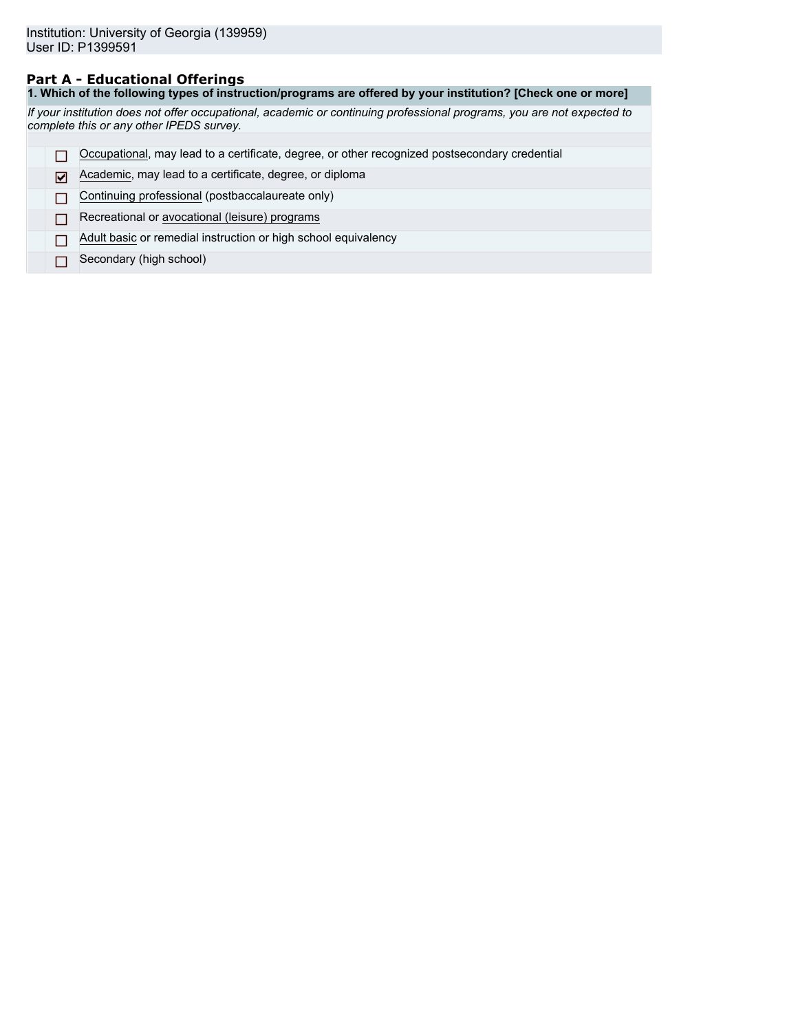Institution: University of Georgia (139959)
User ID: P1399591

## Part A - Educational Offerings

**1. Which of the following types of instruction/programs are offered by your institution? [Check one or more]**

*If your institution does not offer occupational, academic or continuing professional programs, you are not expected to complete this or any other IPEDS survey.*

- [ ] Occupational, may lead to a certificate, degree, or other recognized postsecondary credential
- [x] Academic, may lead to a certificate, degree, or diploma
- [ ] Continuing professional (postbaccalaureate only)
- [ ] Recreational or avocational (leisure) programs
- [ ] Adult basic or remedial instruction or high school equivalency
- [ ] Secondary (high school)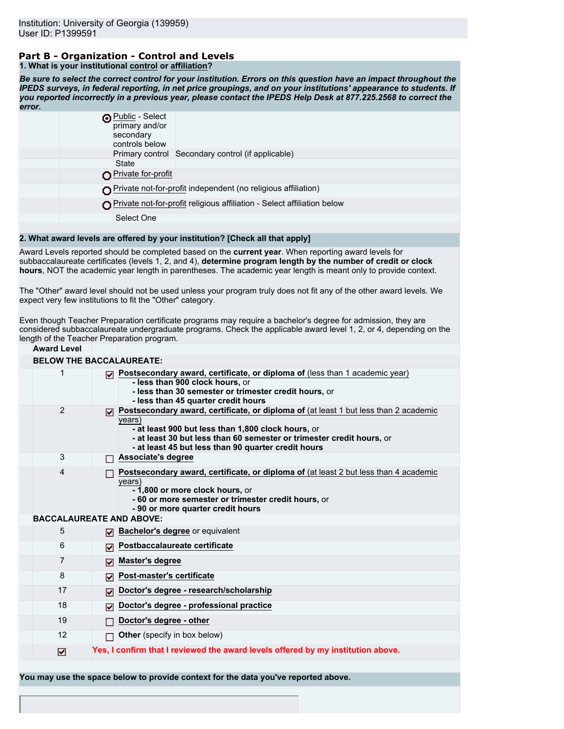Institution: University of Georgia (139959)
User ID: P1399591

## Part B - Organization - Control and Levels

**1. What is your institutional control or affiliation?**

***Be sure to select the correct control for your institution. Errors on this question have an impact throughout the IPEDS surveys, in federal reporting, in net price groupings, and on your institutions' appearance to students. If you reported incorrectly in a previous year, please contact the IPEDS Help Desk at 877.225.2568 to correct the error.***

| | | |
|---|---|---|
| ◉ | Public - Select primary and/or secondary controls below | |
| | Primary control | Secondary control (if applicable) |
| | State | |
| ○ | Private for-profit | |
| ○ | Private not-for-profit independent (no religious affiliation) | |
| ○ | Private not-for-profit religious affiliation - Select affiliation below | |
| | Select One | |

**2. What award levels are offered by your institution? [Check all that apply]**

Award Levels reported should be completed based on the **current year**. When reporting award levels for subbaccalaureate certificates (levels 1, 2, and 4), **determine program length by the number of credit or clock hours**, NOT the academic year length in parentheses. The academic year length is meant only to provide context.

The "Other" award level should not be used unless your program truly does not fit any of the other award levels. We expect very few institutions to fit the "Other" category.

Even though Teacher Preparation certificate programs may require a bachelor's degree for admission, they are considered subbaccalaureate undergraduate programs. Check the applicable award level 1, 2, or 4, depending on the length of the Teacher Preparation program.

| Award Level | | |
|---|---|---|
| **BELOW THE BACCALAUREATE:** | | |
| 1 | ☑ | **Postsecondary award, certificate, or diploma of** (less than 1 academic year)<br>**- less than 900 clock hours,** or<br>**- less than 30 semester or trimester credit hours,** or<br>**- less than 45 quarter credit hours** |
| 2 | ☑ | **Postsecondary award, certificate, or diploma of** (at least 1 but less than 2 academic years)<br>**- at least 900 but less than 1,800 clock hours,** or<br>**- at least 30 but less than 60 semester or trimester credit hours,** or<br>**- at least 45 but less than 90 quarter credit hours** |
| 3 | ☐ | **Associate's degree** |
| 4 | ☐ | **Postsecondary award, certificate, or diploma of** (at least 2 but less than 4 academic years)<br>**- 1,800 or more clock hours,** or<br>**- 60 or more semester or trimester credit hours,** or<br>**- 90 or more quarter credit hours** |
| **BACCALAUREATE AND ABOVE:** | | |
| 5 | ☑ | **Bachelor's degree** or equivalent |
| 6 | ☑ | **Postbaccalaureate certificate** |
| 7 | ☑ | **Master's degree** |
| 8 | ☑ | **Post-master's certificate** |
| 17 | ☑ | **Doctor's degree - research/scholarship** |
| 18 | ☑ | **Doctor's degree - professional practice** |
| 19 | ☐ | **Doctor's degree - other** |
| 12 | ☐ | **Other** (specify in box below) |
| ☑ | | **Yes, I confirm that I reviewed the award levels offered by my institution above.** |

**You may use the space below to provide context for the data you've reported above.**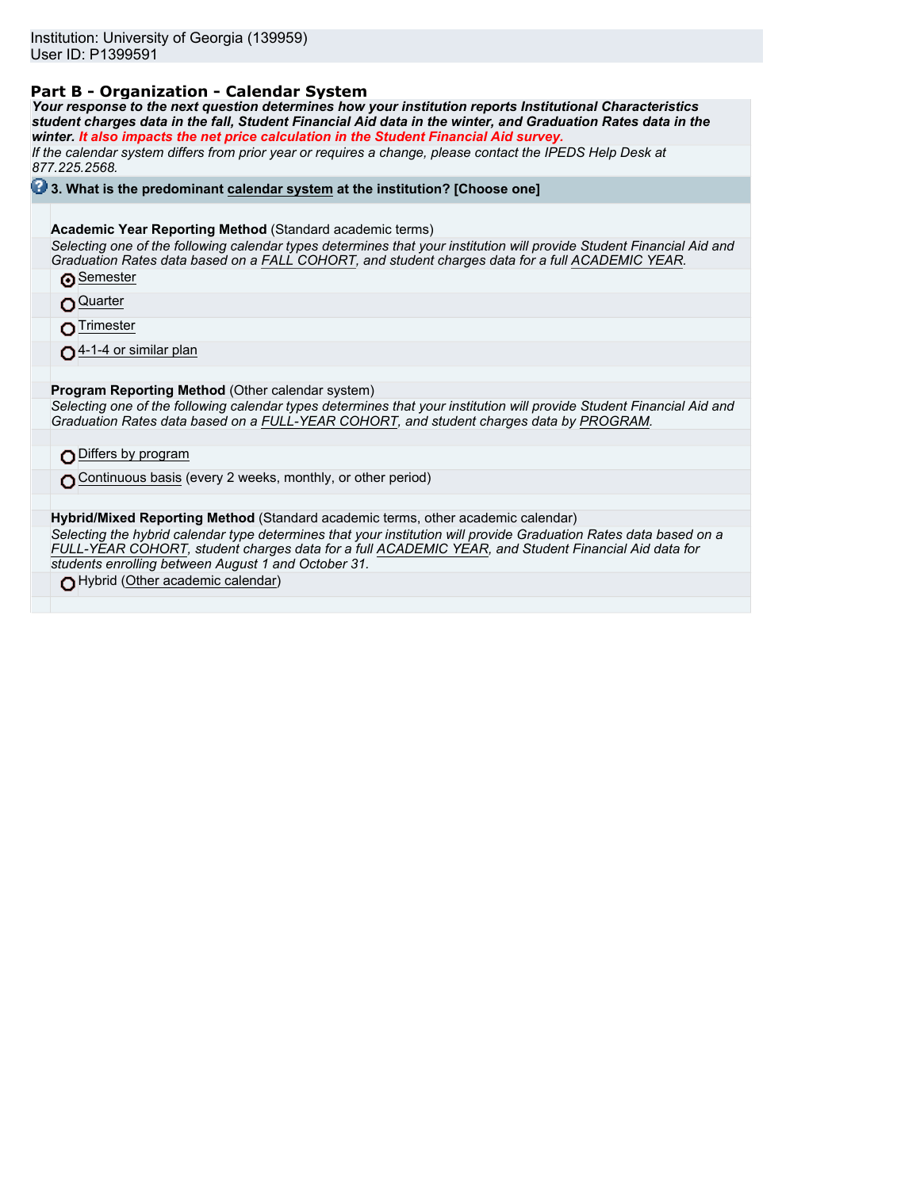Institution: University of Georgia (139959)
User ID: P1399591

## Part B - Organization - Calendar System

***Your response to the next question determines how your institution reports Institutional Characteristics student charges data in the fall, Student Financial Aid data in the winter, and Graduation Rates data in the winter. It also impacts the net price calculation in the Student Financial Aid survey.***

*If the calendar system differs from prior year or requires a change, please contact the IPEDS Help Desk at 877.225.2568.*

**3. What is the predominant calendar system at the institution? [Choose one]**

**Academic Year Reporting Method** (Standard academic terms)

*Selecting one of the following calendar types determines that your institution will provide Student Financial Aid and Graduation Rates data based on a FALL COHORT, and student charges data for a full ACADEMIC YEAR.*

- (●) Semester
- ( ) Quarter
- ( ) Trimester
- ( ) 4-1-4 or similar plan

**Program Reporting Method** (Other calendar system)

*Selecting one of the following calendar types determines that your institution will provide Student Financial Aid and Graduation Rates data based on a FULL-YEAR COHORT, and student charges data by PROGRAM.*

- ( ) Differs by program
- ( ) Continuous basis (every 2 weeks, monthly, or other period)

**Hybrid/Mixed Reporting Method** (Standard academic terms, other academic calendar)

*Selecting the hybrid calendar type determines that your institution will provide Graduation Rates data based on a FULL-YEAR COHORT, student charges data for a full ACADEMIC YEAR, and Student Financial Aid data for students enrolling between August 1 and October 31.*

- ( ) Hybrid (Other academic calendar)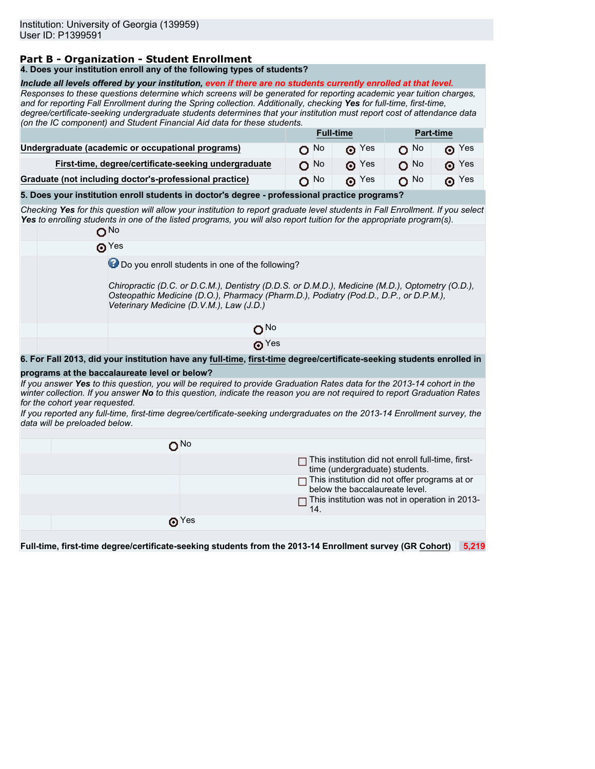Institution: University of Georgia (139959)
User ID: P1399591

## Part B - Organization - Student Enrollment

**4. Does your institution enroll any of the following types of students?**

***Include all levels offered by your institution, even if there are no students currently enrolled at that level.***

*Responses to these questions determine which screens will be generated for reporting academic year tuition charges, and for reporting Fall Enrollment during the Spring collection. Additionally, checking **Yes** for full-time, first-time, degree/certificate-seeking undergraduate students determines that your institution must report cost of attendance data (on the IC component) and Student Financial Aid data for these students.*

| | Full-time | | Part-time | |
|---|---|---|---|---|
| **Undergraduate (academic or occupational programs)** | ○ No | ◉ Yes | ○ No | ◉ Yes |
| **First-time, degree/certificate-seeking undergraduate** | ○ No | ◉ Yes | ○ No | ◉ Yes |
| **Graduate (not including doctor's-professional practice)** | ○ No | ◉ Yes | ○ No | ◉ Yes |

**5. Does your institution enroll students in doctor's degree - professional practice programs?**

*Checking **Yes** for this question will allow your institution to report graduate level students in Fall Enrollment. If you select **Yes** to enrolling students in one of the listed programs, you will also report tuition for the appropriate program(s).*

○ No

◉ Yes

Do you enroll students in one of the following?

*Chiropractic (D.C. or D.C.M.), Dentistry (D.D.S. or D.M.D.), Medicine (M.D.), Optometry (O.D.), Osteopathic Medicine (D.O.), Pharmacy (Pharm.D.), Podiatry (Pod.D., D.P., or D.P.M.), Veterinary Medicine (D.V.M.), Law (J.D.)*

○ No

◉ Yes

**6. For Fall 2013, did your institution have any full-time, first-time degree/certificate-seeking students enrolled in programs at the baccalaureate level or below?**

*If you answer **Yes** to this question, you will be required to provide Graduation Rates data for the 2013-14 cohort in the winter collection. If you answer **No** to this question, indicate the reason you are not required to report Graduation Rates for the cohort year requested.*

*If you reported any full-time, first-time degree/certificate-seeking undergraduates on the 2013-14 Enrollment survey, the data will be preloaded below.*

○ No

- ☐ This institution did not enroll full-time, first-time (undergraduate) students.
- ☐ This institution did not offer programs at or below the baccalaureate level.
- ☐ This institution was not in operation in 2013-14.

◉ Yes

| **Full-time, first-time degree/certificate-seeking students from the 2013-14 Enrollment survey (GR Cohort)** | 5,219 |
|---|---|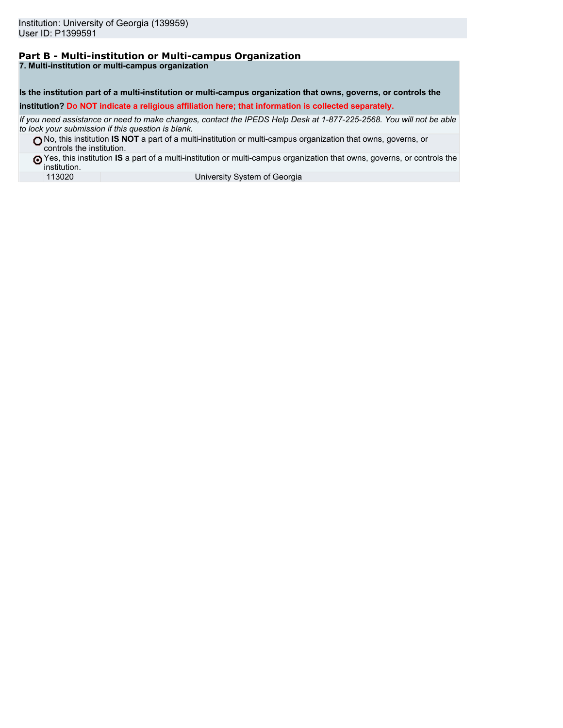Institution: University of Georgia (139959)
User ID: P1399591

## Part B - Multi-institution or Multi-campus Organization

**7. Multi-institution or multi-campus organization**

**Is the institution part of a multi-institution or multi-campus organization that owns, governs, or controls the institution? Do NOT indicate a religious affiliation here; that information is collected separately.**

*If you need assistance or need to make changes, contact the IPEDS Help Desk at 1-877-225-2568. You will not be able to lock your submission if this question is blank.*

- ○ No, this institution **IS NOT** a part of a multi-institution or multi-campus organization that owns, governs, or controls the institution.
- ◉ Yes, this institution **IS** a part of a multi-institution or multi-campus organization that owns, governs, or controls the institution.

| | |
|---|---|
| 113020 | University System of Georgia |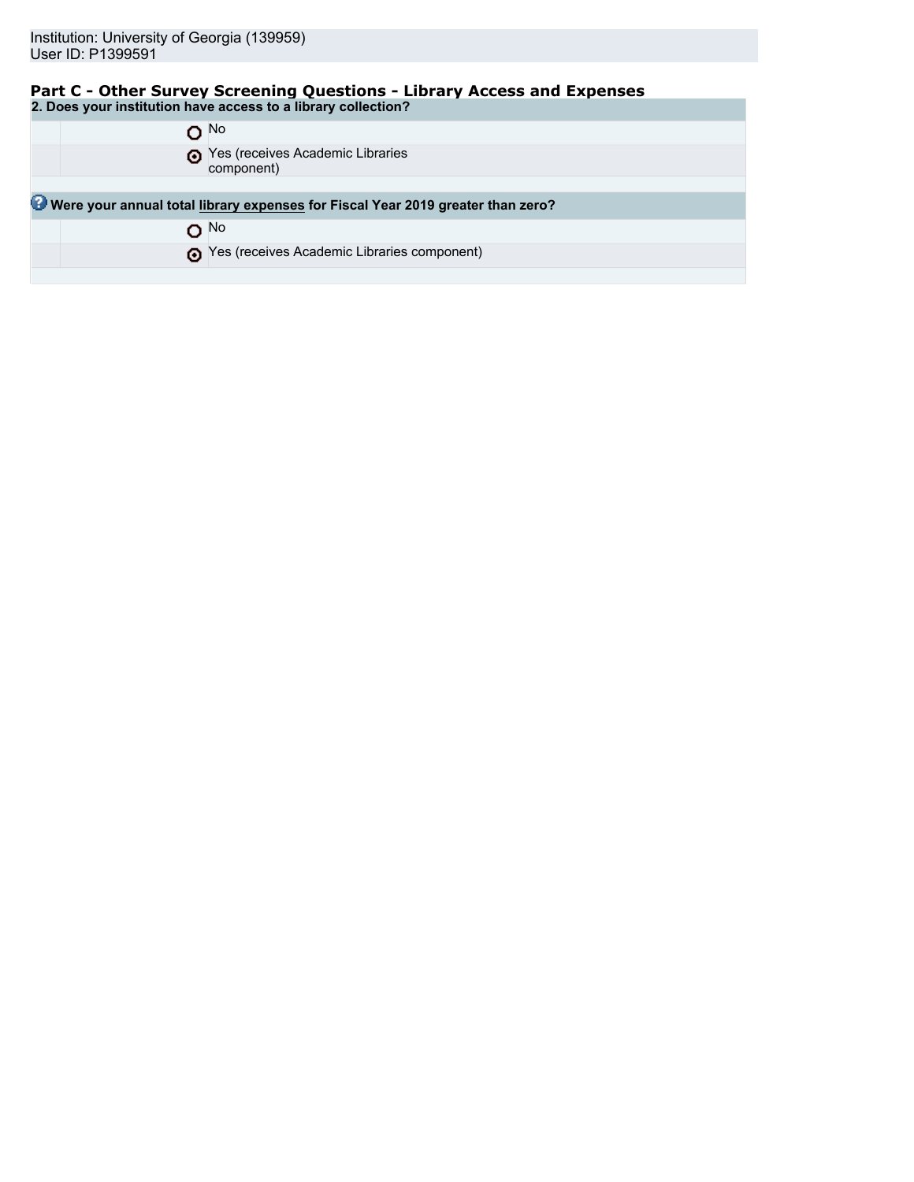Institution: University of Georgia (139959)
User ID: P1399591

## Part C - Other Survey Screening Questions - Library Access and Expenses

**2. Does your institution have access to a library collection?**

- ○ No
- ◉ Yes (receives Academic Libraries component)

**Were your annual total library expenses for Fiscal Year 2019 greater than zero?**

- ○ No
- ◉ Yes (receives Academic Libraries component)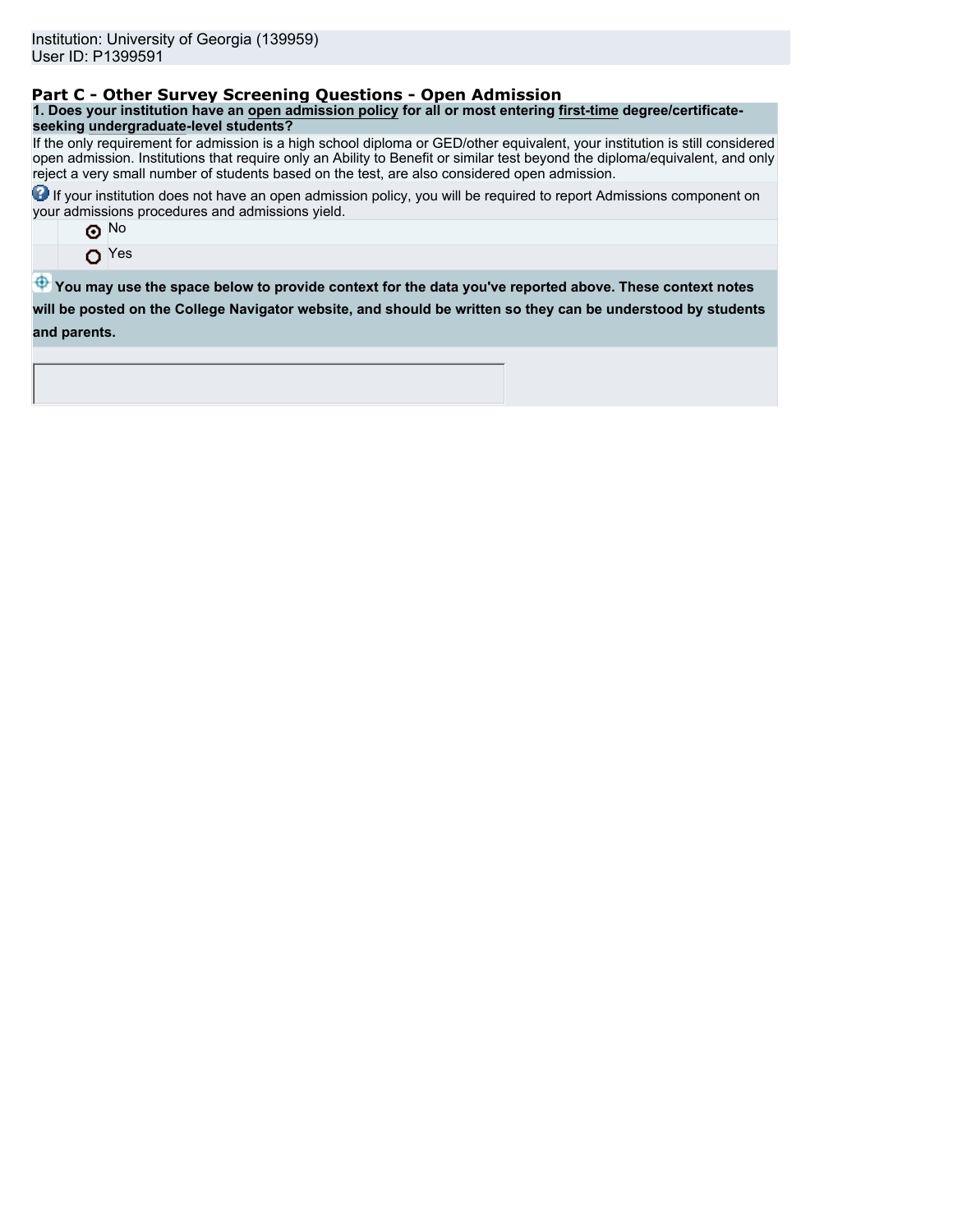Institution: University of Georgia (139959)
User ID: P1399591

## Part C - Other Survey Screening Questions - Open Admission

**1. Does your institution have an open admission policy for all or most entering first-time degree/certificate-seeking undergraduate-level students?**

If the only requirement for admission is a high school diploma or GED/other equivalent, your institution is still considered open admission. Institutions that require only an Ability to Benefit or similar test beyond the diploma/equivalent, and only reject a very small number of students based on the test, are also considered open admission.

If your institution does not have an open admission policy, you will be required to report Admissions component on your admissions procedures and admissions yield.

- (•) No
- ( ) Yes

**You may use the space below to provide context for the data you've reported above. These context notes will be posted on the College Navigator website, and should be written so they can be understood by students and parents.**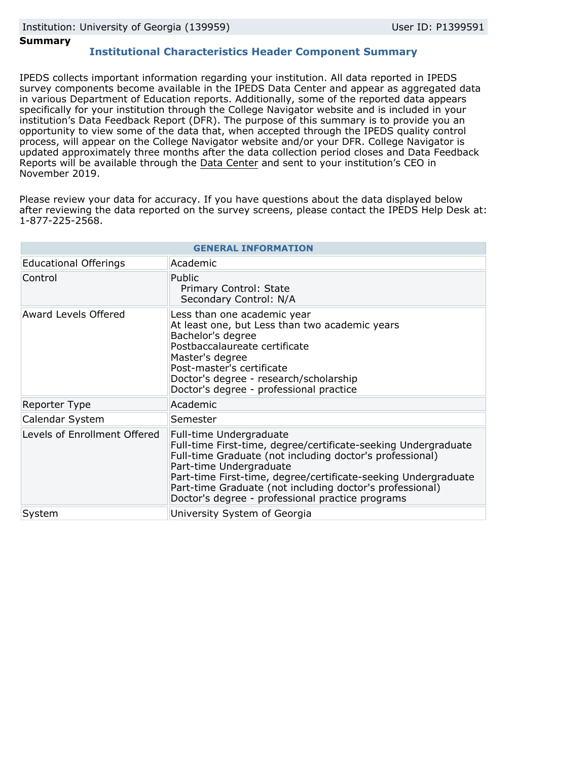Institution: University of Georgia (139959) User ID: P1399591

**Summary**

## Institutional Characteristics Header Component Summary

IPEDS collects important information regarding your institution. All data reported in IPEDS survey components become available in the IPEDS Data Center and appear as aggregated data in various Department of Education reports. Additionally, some of the reported data appears specifically for your institution through the College Navigator website and is included in your institution's Data Feedback Report (DFR). The purpose of this summary is to provide you an opportunity to view some of the data that, when accepted through the IPEDS quality control process, will appear on the College Navigator website and/or your DFR. College Navigator is updated approximately three months after the data collection period closes and Data Feedback Reports will be available through the Data Center and sent to your institution's CEO in November 2019.

Please review your data for accuracy. If you have questions about the data displayed below after reviewing the data reported on the survey screens, please contact the IPEDS Help Desk at: 1-877-225-2568.

| GENERAL INFORMATION | |
|---|---|
| Educational Offerings | Academic |
| Control | Public<br>Primary Control: State<br>Secondary Control: N/A |
| Award Levels Offered | Less than one academic year<br>At least one, but Less than two academic years<br>Bachelor's degree<br>Postbaccalaureate certificate<br>Master's degree<br>Post-master's certificate<br>Doctor's degree - research/scholarship<br>Doctor's degree - professional practice |
| Reporter Type | Academic |
| Calendar System | Semester |
| Levels of Enrollment Offered | Full-time Undergraduate<br>Full-time First-time, degree/certificate-seeking Undergraduate<br>Full-time Graduate (not including doctor's professional)<br>Part-time Undergraduate<br>Part-time First-time, degree/certificate-seeking Undergraduate<br>Part-time Graduate (not including doctor's professional)<br>Doctor's degree - professional practice programs |
| System | University System of Georgia |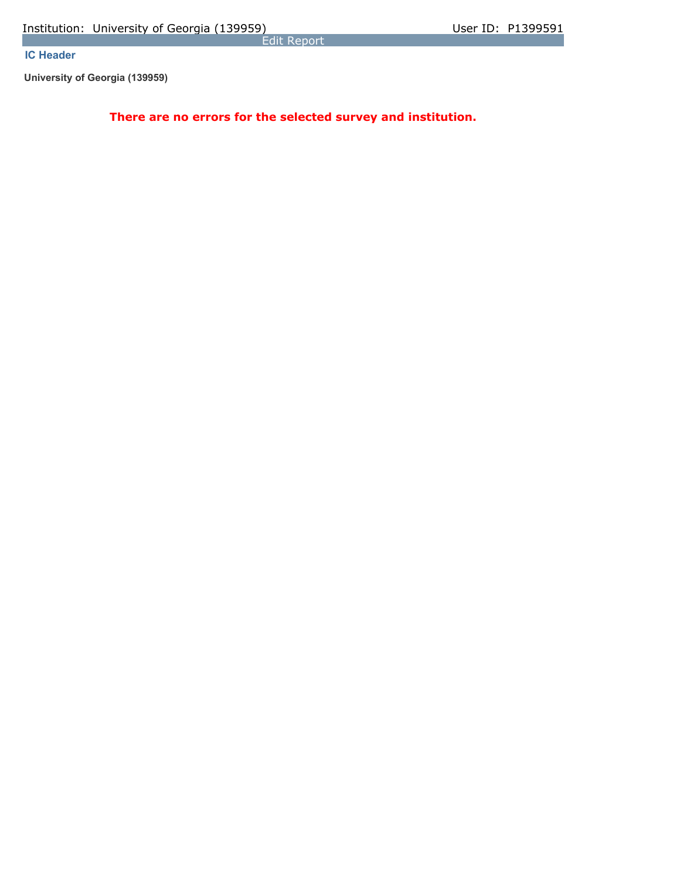Institution: University of Georgia (139959) User ID: P1399591

Edit Report

## IC Header

**University of Georgia (139959)**

**There are no errors for the selected survey and institution.**